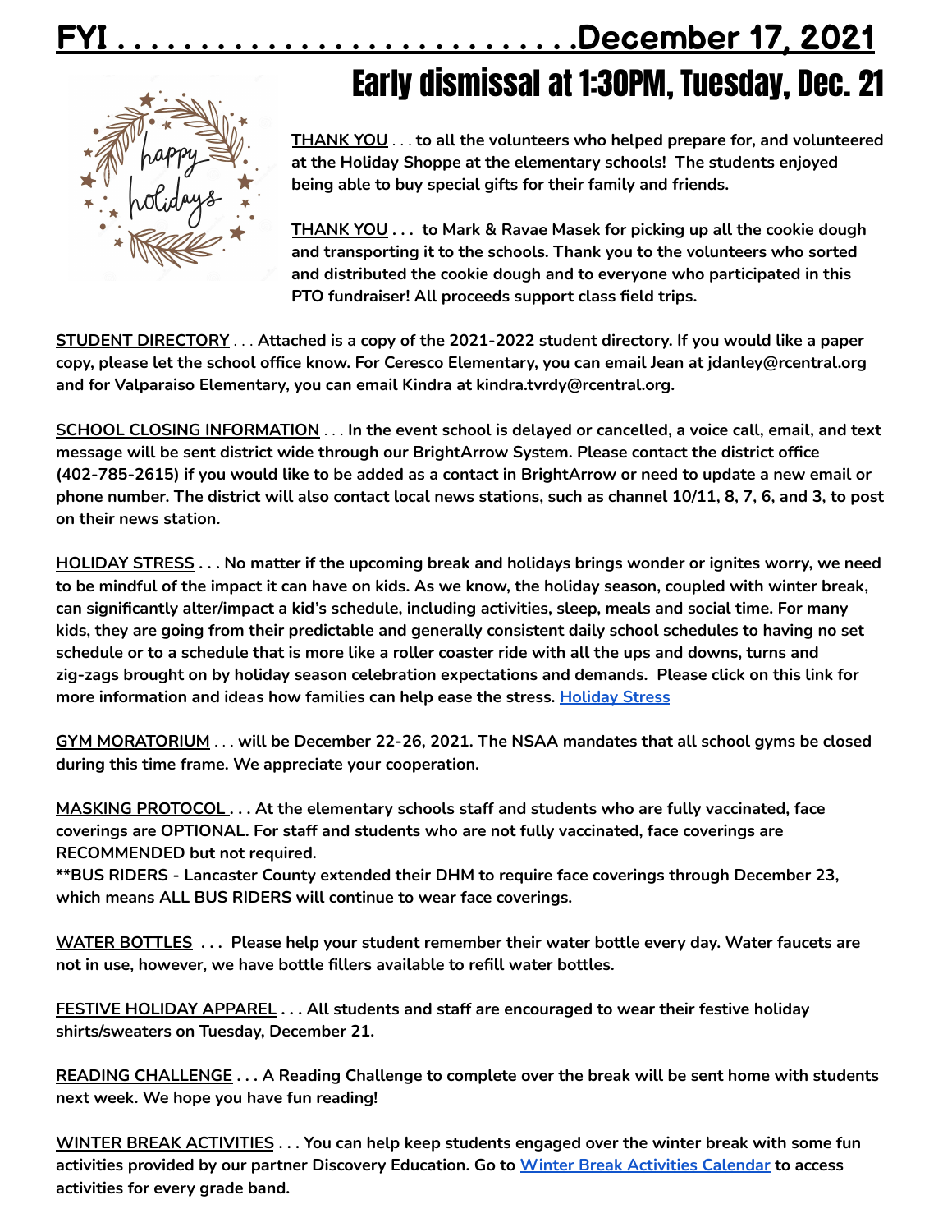# FYI . . . . . . . . . . . . . . . . . . . . . . . . . . .December 17, 2021

## Early dismissal at 1:30PM, Tuesday, Dec. 21

**THANK YOU . . . to all the volunteers who helped prepare for, and volunteered at the Holiday Shoppe at the elementary schools! The students enjoyed being able to buy special gifts for their family and friends.**

**THANK YOU . . . to Mark & Ravae Masek for picking up all the cookie dough and transporting it to the schools. Thank you to the volunteers who sorted and distributed the cookie dough and to everyone who participated in this PTO fundraiser! All proceeds support class field trips.**

**STUDENT DIRECTORY . . . Attached is a copy of the 2021-2022 student directory. If you would like a paper copy, please let the school office know. For Ceresco Elementary, you can email Jean at jdanley@rcentral.org and for Valparaiso Elementary, you can email Kindra at kindra.tvrdy@rcentral.org.**

**SCHOOL CLOSING INFORMATION . . . In the event school is delayed or cancelled, a voice call, email, and text message will be sent district wide through our BrightArrow System. Please contact the district office (402-785-2615) if you would like to be added as a contact in BrightArrow or need to update a new email or phone number. The district will also contact local news stations, such as channel 10/11, 8, 7, 6, and 3, to post on their news station.**

**HOLIDAY STRESS . . . No matter if the upcoming break and holidays brings wonder or ignites worry, we need to be mindful of the impact it can have on kids. As we know, the holiday season, coupled with winter break, can significantly alter/impact a kid's schedule, including activities, sleep, meals and social time. For many kids, they are going from their predictable and generally consistent daily school schedules to having no set schedule or to a schedule that is more like a roller coaster ride with all the ups and downs, turns and zig-zags brought on by holiday season celebration expectations and demands. Please click on this link for more information and ideas how families can help ease the stress. Holiday Stress**

**GYM MORATORIUM . . . will be December 22-26, 2021. The NSAA mandates that all school gyms be closed during this time frame. We appreciate your cooperation.**

**MASKING PROTOCOL . . . At the elementary schools staff and students who are fully vaccinated, face coverings are OPTIONAL. For staff and students who are not fully vaccinated, face coverings are RECOMMENDED but not required.**
**\*\*BUS RIDERS - Lancaster County extended their DHM to require face coverings through December 23, which means ALL BUS RIDERS will continue to wear face coverings.**

**WATER BOTTLES . . . Please help your student remember their water bottle every day. Water faucets are not in use, however, we have bottle fillers available to refill water bottles.**

**FESTIVE HOLIDAY APPAREL . . . All students and staff are encouraged to wear their festive holiday shirts/sweaters on Tuesday, December 21.**

**READING CHALLENGE . . . A Reading Challenge to complete over the break will be sent home with students next week. We hope you have fun reading!**

**WINTER BREAK ACTIVITIES . . . You can help keep students engaged over the winter break with some fun activities provided by our partner Discovery Education. Go to Winter Break Activities Calendar to access activities for every grade band.**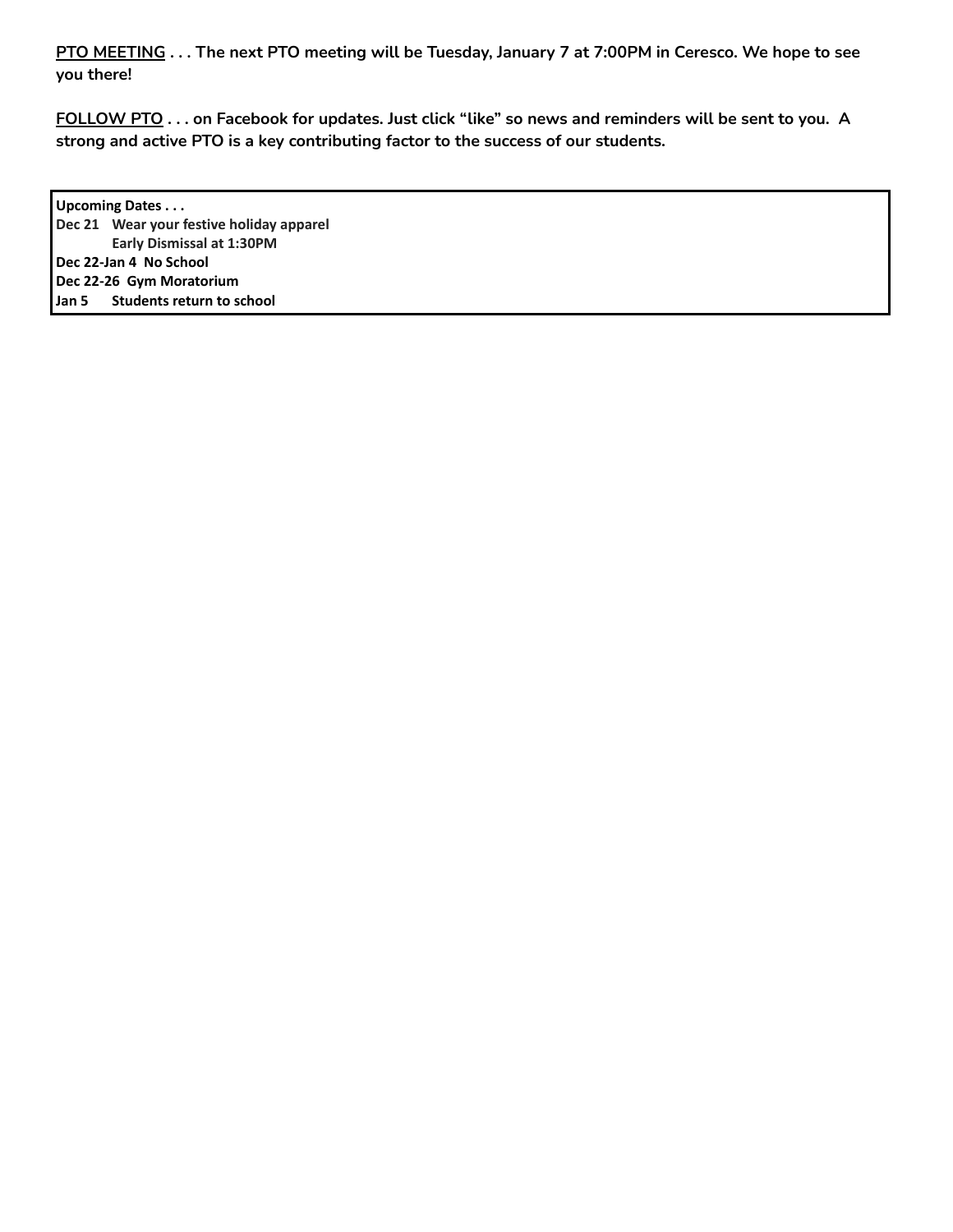**<u>PTO MEETING</u> . . . The next PTO meeting will be Tuesday, January 7 at 7:00PM in Ceresco. We hope to see you there!**

**<u>FOLLOW PTO</u> . . . on Facebook for updates. Just click "like" so news and reminders will be sent to you. A strong and active PTO is a key contributing factor to the success of our students.**

**Upcoming Dates . . .**

| | |
|---|---|
| **Dec 21** | **Wear your festive holiday apparel** |
| | **Early Dismissal at 1:30PM** |
| **Dec 22-Jan 4** | **No School** |
| **Dec 22-26** | **Gym Moratorium** |
| **Jan 5** | **Students return to school** |